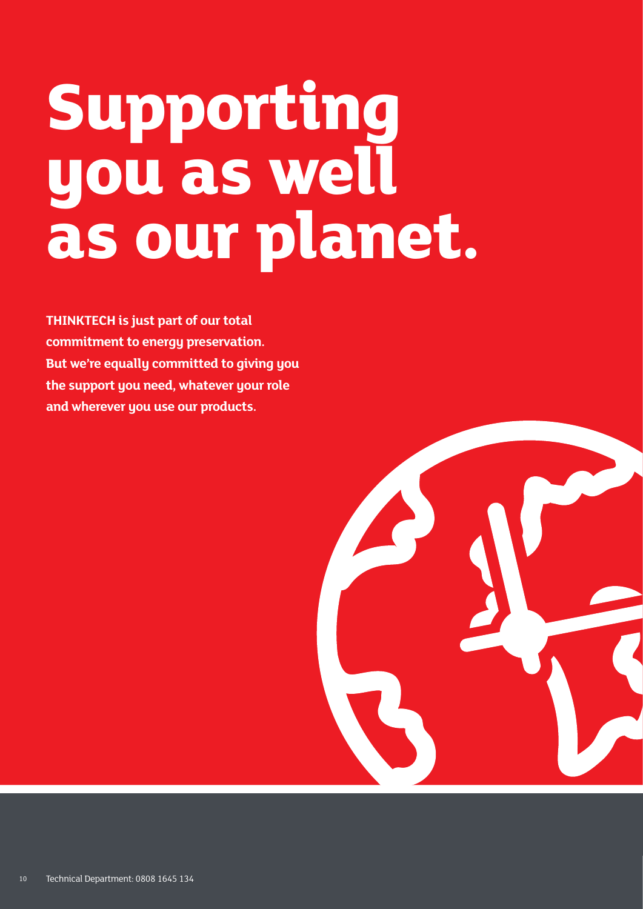# Supporting you as well as our planet.

**THINKTECH is just part of our total commitment to energy preservation. But we're equally committed to giving you the support you need, whatever your role and wherever you use our products.**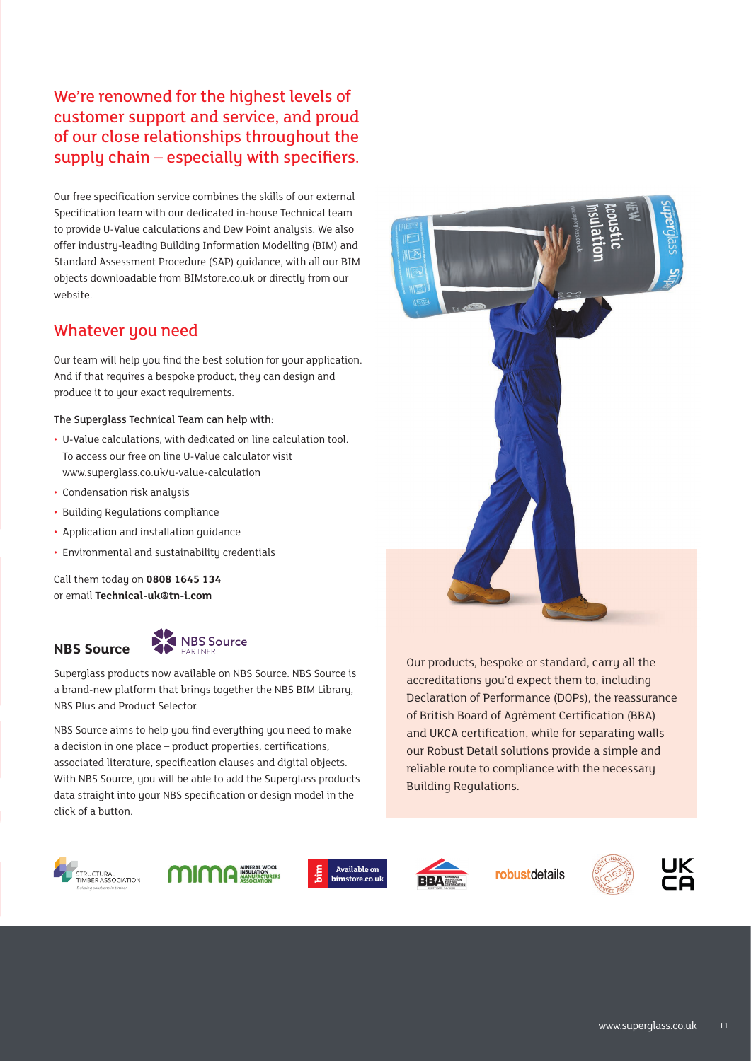## We're renowned for the highest levels of customer support and service, and proud of our close relationships throughout the supply chain – especially with specifiers.

Our free specification service combines the skills of our external Specification team with our dedicated in-house Technical team to provide U-Value calculations and Dew Point analysis. We also offer industry-leading Building Information Modelling (BIM) and Standard Assessment Procedure (SAP) guidance, with all our BIM objects downloadable from BIMstore.co.uk or directly from our website.

## Whatever you need

Our team will help you find the best solution for your application. And if that requires a bespoke product, they can design and produce it to your exact requirements.

The Superglass Technical Team can help with:

- U-Value calculations, with dedicated on line calculation tool. To access our free on line U-Value calculator visit www.superglass.co.uk/u-value-calculation
- Condensation risk analysis
- Building Regulations compliance
- Application and installation guidance
- Environmental and sustainability credentials

Call them today on **0808 1645 134**
or email **Technical-uk@tn-i.com**

## NBS Source

NBS Source PARTNER

Superglass products now available on NBS Source. NBS Source is a brand-new platform that brings together the NBS BIM Library, NBS Plus and Product Selector.

NBS Source aims to help you find everything you need to make a decision in one place – product properties, certifications, associated literature, specification clauses and digital objects. With NBS Source, you will be able to add the Superglass products data straight into your NBS specification or design model in the click of a button.

Our products, bespoke or standard, carry all the accreditations you'd expect them to, including Declaration of Performance (DOPs), the reassurance of British Board of Agrèment Certification (BBA) and UKCA certification, while for separating walls our Robust Detail solutions provide a simple and reliable route to compliance with the necessary Building Regulations.

STRUCTURAL TIMBER ASSOCIATION Building solutions in timber

MIMA MINERAL WOOL INSULATION MANUFACTURERS ASSOCIATION

bim Available on bimstore.co.uk

BBA

robustdetails

CIGA CAVITY INSULATION GUARANTEE AGENCY

UK CA